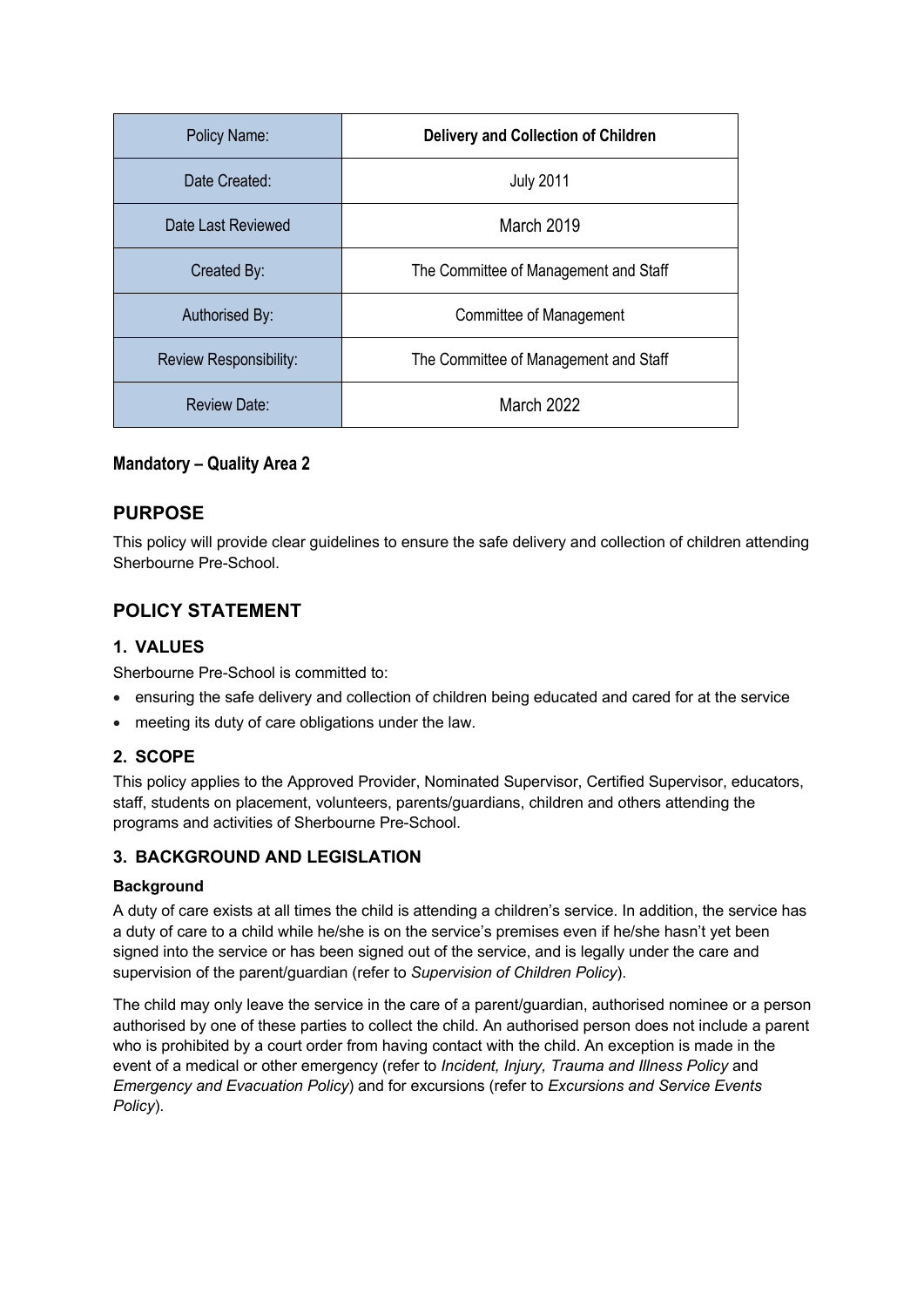| | |
|---|---|
| Policy Name: | **Delivery and Collection of Children** |
| Date Created: | July 2011 |
| Date Last Reviewed | March 2019 |
| Created By: | The Committee of Management and Staff |
| Authorised By: | Committee of Management |
| Review Responsibility: | The Committee of Management and Staff |
| Review Date: | March 2022 |

**Mandatory – Quality Area 2**

## PURPOSE

This policy will provide clear guidelines to ensure the safe delivery and collection of children attending Sherbourne Pre-School.

## POLICY STATEMENT

### 1. VALUES

Sherbourne Pre-School is committed to:

- ensuring the safe delivery and collection of children being educated and cared for at the service
- meeting its duty of care obligations under the law.

### 2. SCOPE

This policy applies to the Approved Provider, Nominated Supervisor, Certified Supervisor, educators, staff, students on placement, volunteers, parents/guardians, children and others attending the programs and activities of Sherbourne Pre-School.

### 3. BACKGROUND AND LEGISLATION

#### Background

A duty of care exists at all times the child is attending a children's service. In addition, the service has a duty of care to a child while he/she is on the service's premises even if he/she hasn't yet been signed into the service or has been signed out of the service, and is legally under the care and supervision of the parent/guardian (refer to *Supervision of Children Policy*).

The child may only leave the service in the care of a parent/guardian, authorised nominee or a person authorised by one of these parties to collect the child. An authorised person does not include a parent who is prohibited by a court order from having contact with the child. An exception is made in the event of a medical or other emergency (refer to *Incident, Injury, Trauma and Illness Policy* and *Emergency and Evacuation Policy*) and for excursions (refer to *Excursions and Service Events Policy*).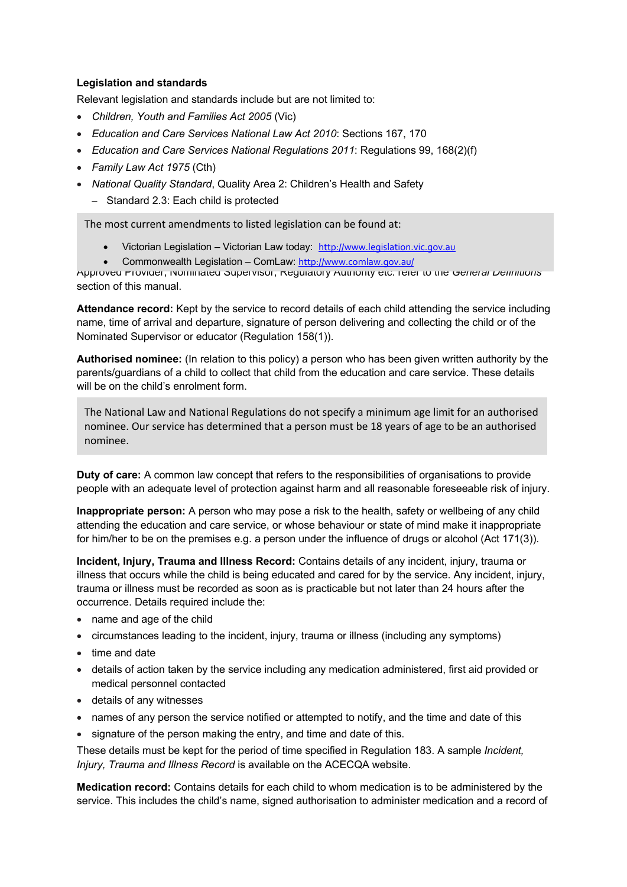**Legislation and standards**

Relevant legislation and standards include but are not limited to:

- *Children, Youth and Families Act 2005* (Vic)
- *Education and Care Services National Law Act 2010*: Sections 167, 170
- *Education and Care Services National Regulations 2011*: Regulations 99, 168(2)(f)
- *Family Law Act 1975* (Cth)
- *National Quality Standard*, Quality Area 2: Children's Health and Safety
  - Standard 2.3: Each child is protected

The most current amendments to listed legislation can be found at:

- Victorian Legislation – Victorian Law today: http://www.legislation.vic.gov.au
- Commonwealth Legislation – ComLaw: http://www.comlaw.gov.au/

Approved Provider, Nominated Supervisor, Regulatory Authority etc. refer to the *General Definitions* section of this manual.

**Attendance record:** Kept by the service to record details of each child attending the service including name, time of arrival and departure, signature of person delivering and collecting the child or of the Nominated Supervisor or educator (Regulation 158(1)).

**Authorised nominee:** (In relation to this policy) a person who has been given written authority by the parents/guardians of a child to collect that child from the education and care service. These details will be on the child's enrolment form.

The National Law and National Regulations do not specify a minimum age limit for an authorised nominee. Our service has determined that a person must be 18 years of age to be an authorised nominee.

**Duty of care:** A common law concept that refers to the responsibilities of organisations to provide people with an adequate level of protection against harm and all reasonable foreseeable risk of injury.

**Inappropriate person:** A person who may pose a risk to the health, safety or wellbeing of any child attending the education and care service, or whose behaviour or state of mind make it inappropriate for him/her to be on the premises e.g. a person under the influence of drugs or alcohol (Act 171(3)).

**Incident, Injury, Trauma and Illness Record:** Contains details of any incident, injury, trauma or illness that occurs while the child is being educated and cared for by the service. Any incident, injury, trauma or illness must be recorded as soon as is practicable but not later than 24 hours after the occurrence. Details required include the:

- name and age of the child
- circumstances leading to the incident, injury, trauma or illness (including any symptoms)
- time and date
- details of action taken by the service including any medication administered, first aid provided or medical personnel contacted
- details of any witnesses
- names of any person the service notified or attempted to notify, and the time and date of this
- signature of the person making the entry, and time and date of this.

These details must be kept for the period of time specified in Regulation 183. A sample *Incident, Injury, Trauma and Illness Record* is available on the ACECQA website.

**Medication record:** Contains details for each child to whom medication is to be administered by the service. This includes the child's name, signed authorisation to administer medication and a record of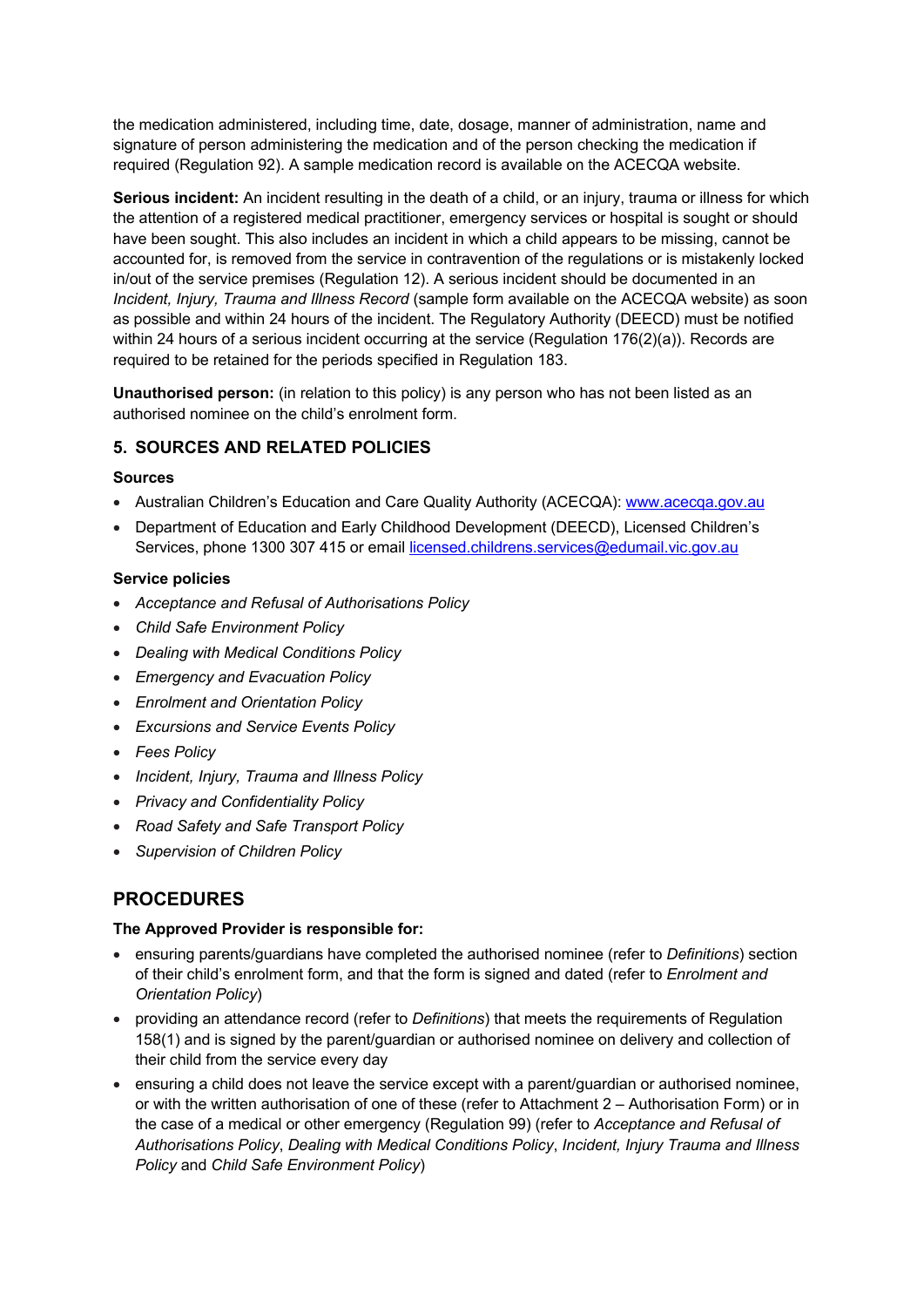the medication administered, including time, date, dosage, manner of administration, name and signature of person administering the medication and of the person checking the medication if required (Regulation 92). A sample medication record is available on the ACECQA website.

**Serious incident:** An incident resulting in the death of a child, or an injury, trauma or illness for which the attention of a registered medical practitioner, emergency services or hospital is sought or should have been sought. This also includes an incident in which a child appears to be missing, cannot be accounted for, is removed from the service in contravention of the regulations or is mistakenly locked in/out of the service premises (Regulation 12). A serious incident should be documented in an *Incident, Injury, Trauma and Illness Record* (sample form available on the ACECQA website) as soon as possible and within 24 hours of the incident. The Regulatory Authority (DEECD) must be notified within 24 hours of a serious incident occurring at the service (Regulation 176(2)(a)). Records are required to be retained for the periods specified in Regulation 183.

**Unauthorised person:** (in relation to this policy) is any person who has not been listed as an authorised nominee on the child's enrolment form.

### 5. SOURCES AND RELATED POLICIES

**Sources**

- Australian Children's Education and Care Quality Authority (ACECQA): www.acecqa.gov.au
- Department of Education and Early Childhood Development (DEECD), Licensed Children's Services, phone 1300 307 415 or email licensed.childrens.services@edumail.vic.gov.au

**Service policies**

- *Acceptance and Refusal of Authorisations Policy*
- *Child Safe Environment Policy*
- *Dealing with Medical Conditions Policy*
- *Emergency and Evacuation Policy*
- *Enrolment and Orientation Policy*
- *Excursions and Service Events Policy*
- *Fees Policy*
- *Incident, Injury, Trauma and Illness Policy*
- *Privacy and Confidentiality Policy*
- *Road Safety and Safe Transport Policy*
- *Supervision of Children Policy*

## PROCEDURES

**The Approved Provider is responsible for:**

- ensuring parents/guardians have completed the authorised nominee (refer to *Definitions*) section of their child's enrolment form, and that the form is signed and dated (refer to *Enrolment and Orientation Policy*)
- providing an attendance record (refer to *Definitions*) that meets the requirements of Regulation 158(1) and is signed by the parent/guardian or authorised nominee on delivery and collection of their child from the service every day
- ensuring a child does not leave the service except with a parent/guardian or authorised nominee, or with the written authorisation of one of these (refer to Attachment 2 – Authorisation Form) or in the case of a medical or other emergency (Regulation 99) (refer to *Acceptance and Refusal of Authorisations Policy*, *Dealing with Medical Conditions Policy*, *Incident, Injury Trauma and Illness Policy* and *Child Safe Environment Policy*)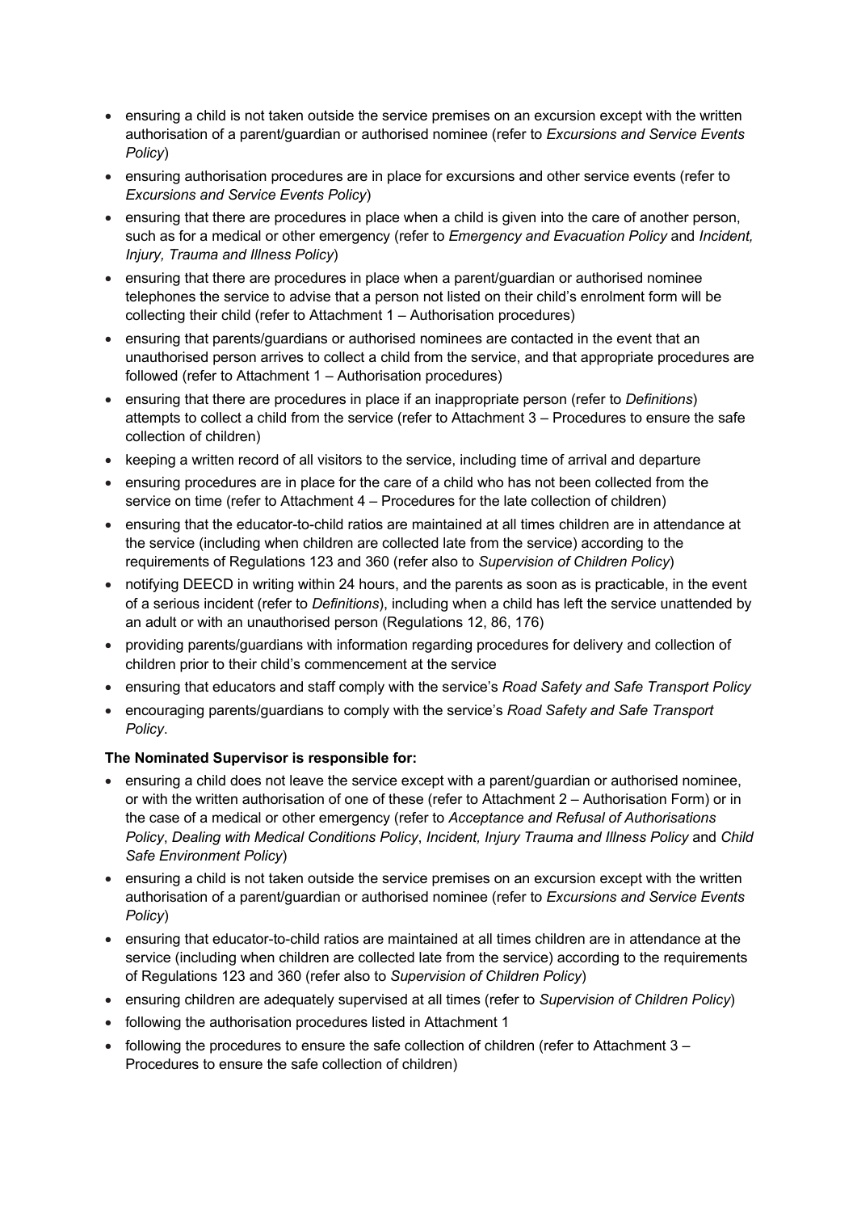- ensuring a child is not taken outside the service premises on an excursion except with the written authorisation of a parent/guardian or authorised nominee (refer to *Excursions and Service Events Policy*)
- ensuring authorisation procedures are in place for excursions and other service events (refer to *Excursions and Service Events Policy*)
- ensuring that there are procedures in place when a child is given into the care of another person, such as for a medical or other emergency (refer to *Emergency and Evacuation Policy* and *Incident, Injury, Trauma and Illness Policy*)
- ensuring that there are procedures in place when a parent/guardian or authorised nominee telephones the service to advise that a person not listed on their child's enrolment form will be collecting their child (refer to Attachment 1 – Authorisation procedures)
- ensuring that parents/guardians or authorised nominees are contacted in the event that an unauthorised person arrives to collect a child from the service, and that appropriate procedures are followed (refer to Attachment 1 – Authorisation procedures)
- ensuring that there are procedures in place if an inappropriate person (refer to *Definitions*) attempts to collect a child from the service (refer to Attachment 3 – Procedures to ensure the safe collection of children)
- keeping a written record of all visitors to the service, including time of arrival and departure
- ensuring procedures are in place for the care of a child who has not been collected from the service on time (refer to Attachment 4 – Procedures for the late collection of children)
- ensuring that the educator-to-child ratios are maintained at all times children are in attendance at the service (including when children are collected late from the service) according to the requirements of Regulations 123 and 360 (refer also to *Supervision of Children Policy*)
- notifying DEECD in writing within 24 hours, and the parents as soon as is practicable, in the event of a serious incident (refer to *Definitions*), including when a child has left the service unattended by an adult or with an unauthorised person (Regulations 12, 86, 176)
- providing parents/guardians with information regarding procedures for delivery and collection of children prior to their child's commencement at the service
- ensuring that educators and staff comply with the service's *Road Safety and Safe Transport Policy*
- encouraging parents/guardians to comply with the service's *Road Safety and Safe Transport Policy*.

**The Nominated Supervisor is responsible for:**

- ensuring a child does not leave the service except with a parent/guardian or authorised nominee, or with the written authorisation of one of these (refer to Attachment 2 – Authorisation Form) or in the case of a medical or other emergency (refer to *Acceptance and Refusal of Authorisations Policy*, *Dealing with Medical Conditions Policy*, *Incident, Injury Trauma and Illness Policy* and *Child Safe Environment Policy*)
- ensuring a child is not taken outside the service premises on an excursion except with the written authorisation of a parent/guardian or authorised nominee (refer to *Excursions and Service Events Policy*)
- ensuring that educator-to-child ratios are maintained at all times children are in attendance at the service (including when children are collected late from the service) according to the requirements of Regulations 123 and 360 (refer also to *Supervision of Children Policy*)
- ensuring children are adequately supervised at all times (refer to *Supervision of Children Policy*)
- following the authorisation procedures listed in Attachment 1
- following the procedures to ensure the safe collection of children (refer to Attachment 3 – Procedures to ensure the safe collection of children)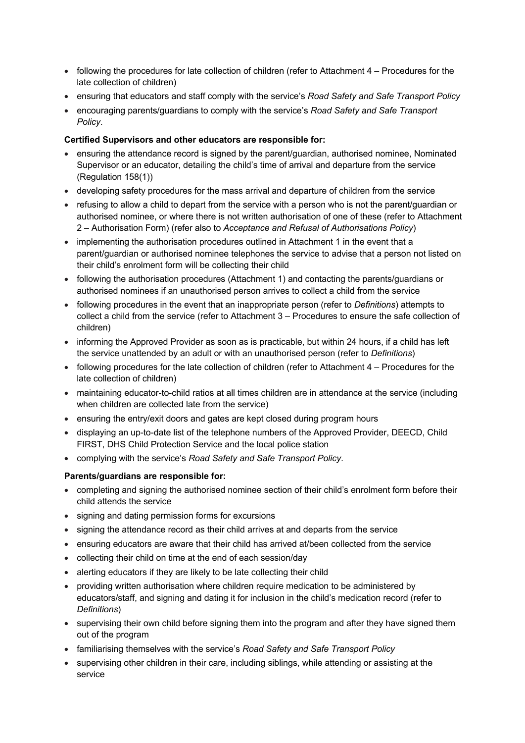- following the procedures for late collection of children (refer to Attachment 4 – Procedures for the late collection of children)
- ensuring that educators and staff comply with the service's *Road Safety and Safe Transport Policy*
- encouraging parents/guardians to comply with the service's *Road Safety and Safe Transport Policy*.

**Certified Supervisors and other educators are responsible for:**

- ensuring the attendance record is signed by the parent/guardian, authorised nominee, Nominated Supervisor or an educator, detailing the child's time of arrival and departure from the service (Regulation 158(1))
- developing safety procedures for the mass arrival and departure of children from the service
- refusing to allow a child to depart from the service with a person who is not the parent/guardian or authorised nominee, or where there is not written authorisation of one of these (refer to Attachment 2 – Authorisation Form) (refer also to *Acceptance and Refusal of Authorisations Policy*)
- implementing the authorisation procedures outlined in Attachment 1 in the event that a parent/guardian or authorised nominee telephones the service to advise that a person not listed on their child's enrolment form will be collecting their child
- following the authorisation procedures (Attachment 1) and contacting the parents/guardians or authorised nominees if an unauthorised person arrives to collect a child from the service
- following procedures in the event that an inappropriate person (refer to *Definitions*) attempts to collect a child from the service (refer to Attachment 3 – Procedures to ensure the safe collection of children)
- informing the Approved Provider as soon as is practicable, but within 24 hours, if a child has left the service unattended by an adult or with an unauthorised person (refer to *Definitions*)
- following procedures for the late collection of children (refer to Attachment 4 – Procedures for the late collection of children)
- maintaining educator-to-child ratios at all times children are in attendance at the service (including when children are collected late from the service)
- ensuring the entry/exit doors and gates are kept closed during program hours
- displaying an up-to-date list of the telephone numbers of the Approved Provider, DEECD, Child FIRST, DHS Child Protection Service and the local police station
- complying with the service's *Road Safety and Safe Transport Policy*.

**Parents/guardians are responsible for:**

- completing and signing the authorised nominee section of their child's enrolment form before their child attends the service
- signing and dating permission forms for excursions
- signing the attendance record as their child arrives at and departs from the service
- ensuring educators are aware that their child has arrived at/been collected from the service
- collecting their child on time at the end of each session/day
- alerting educators if they are likely to be late collecting their child
- providing written authorisation where children require medication to be administered by educators/staff, and signing and dating it for inclusion in the child's medication record (refer to *Definitions*)
- supervising their own child before signing them into the program and after they have signed them out of the program
- familiarising themselves with the service's *Road Safety and Safe Transport Policy*
- supervising other children in their care, including siblings, while attending or assisting at the service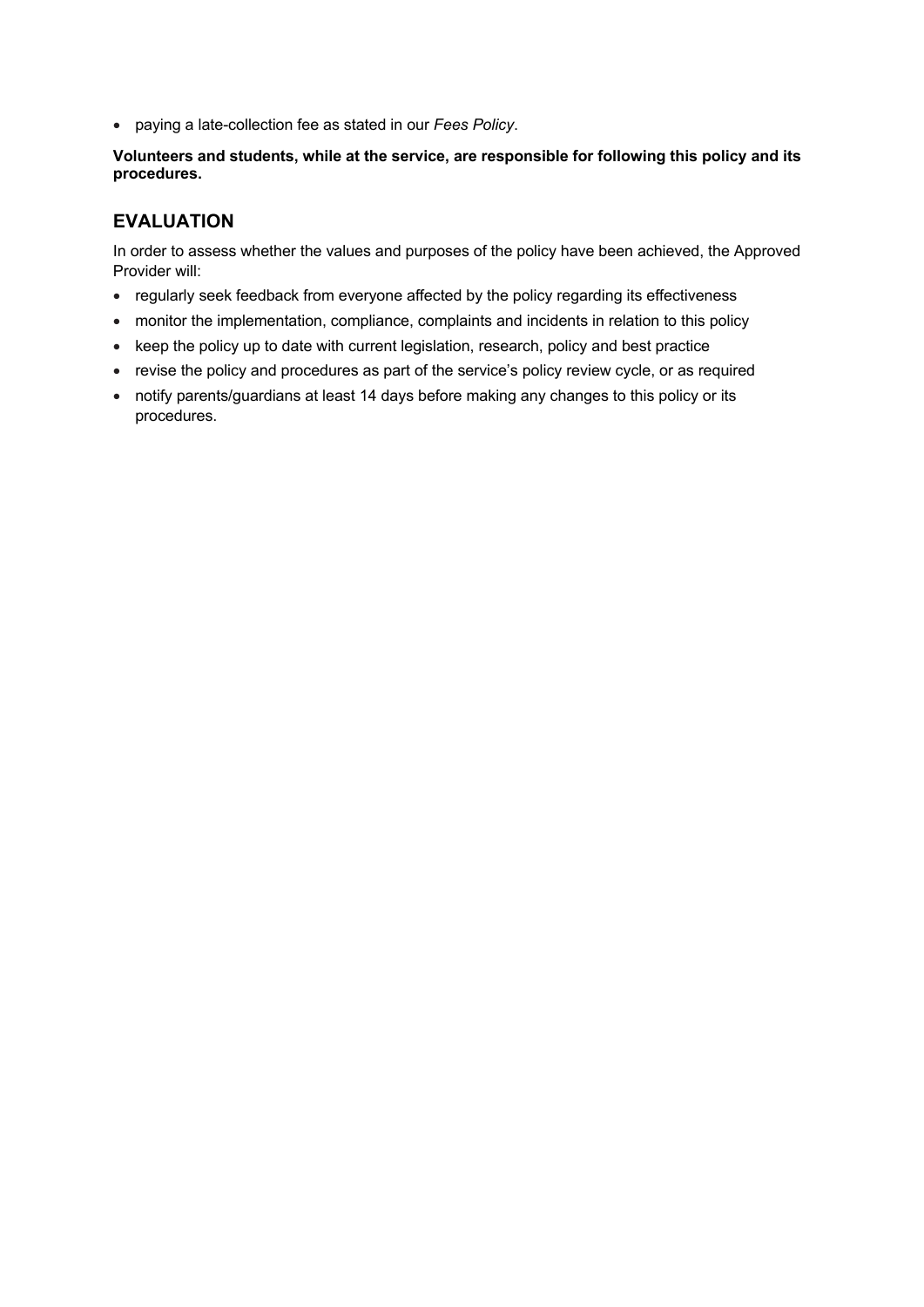- paying a late-collection fee as stated in our *Fees Policy*.

**Volunteers and students, while at the service, are responsible for following this policy and its procedures.**

## EVALUATION

In order to assess whether the values and purposes of the policy have been achieved, the Approved Provider will:

- regularly seek feedback from everyone affected by the policy regarding its effectiveness
- monitor the implementation, compliance, complaints and incidents in relation to this policy
- keep the policy up to date with current legislation, research, policy and best practice
- revise the policy and procedures as part of the service's policy review cycle, or as required
- notify parents/guardians at least 14 days before making any changes to this policy or its procedures.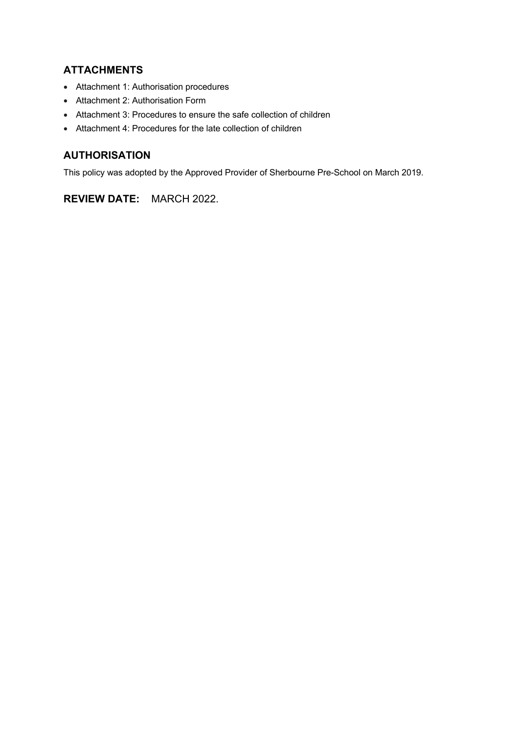## ATTACHMENTS

- Attachment 1: Authorisation procedures
- Attachment 2: Authorisation Form
- Attachment 3: Procedures to ensure the safe collection of children
- Attachment 4: Procedures for the late collection of children

## AUTHORISATION

This policy was adopted by the Approved Provider of Sherbourne Pre-School on March 2019.

## REVIEW DATE: MARCH 2022.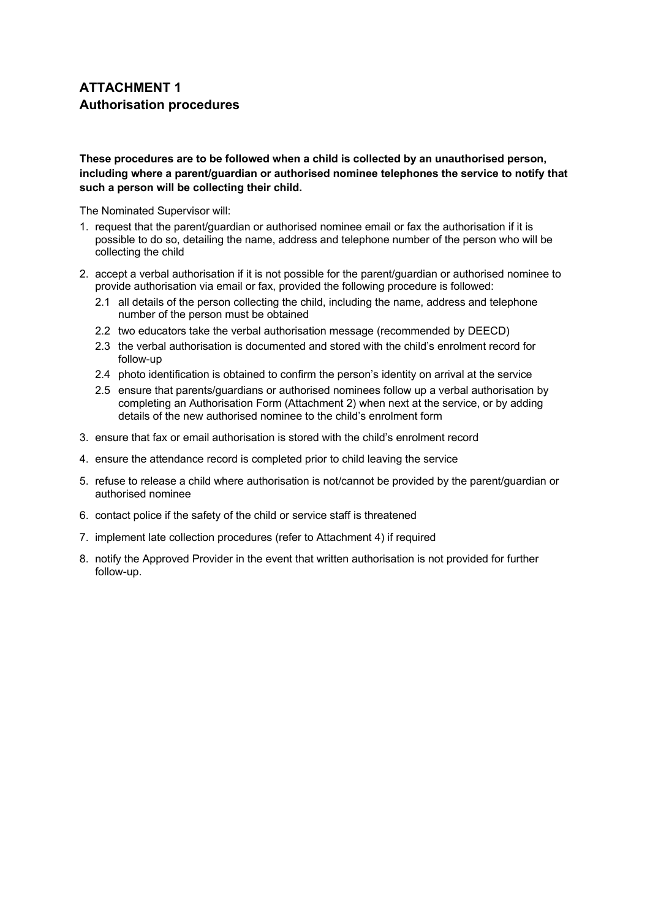## ATTACHMENT 1
## Authorisation procedures

**These procedures are to be followed when a child is collected by an unauthorised person, including where a parent/guardian or authorised nominee telephones the service to notify that such a person will be collecting their child.**

The Nominated Supervisor will:

1. request that the parent/guardian or authorised nominee email or fax the authorisation if it is possible to do so, detailing the name, address and telephone number of the person who will be collecting the child
2. accept a verbal authorisation if it is not possible for the parent/guardian or authorised nominee to provide authorisation via email or fax, provided the following procedure is followed:
   - 2.1 all details of the person collecting the child, including the name, address and telephone number of the person must be obtained
   - 2.2 two educators take the verbal authorisation message (recommended by DEECD)
   - 2.3 the verbal authorisation is documented and stored with the child's enrolment record for follow-up
   - 2.4 photo identification is obtained to confirm the person's identity on arrival at the service
   - 2.5 ensure that parents/guardians or authorised nominees follow up a verbal authorisation by completing an Authorisation Form (Attachment 2) when next at the service, or by adding details of the new authorised nominee to the child's enrolment form
3. ensure that fax or email authorisation is stored with the child's enrolment record
4. ensure the attendance record is completed prior to child leaving the service
5. refuse to release a child where authorisation is not/cannot be provided by the parent/guardian or authorised nominee
6. contact police if the safety of the child or service staff is threatened
7. implement late collection procedures (refer to Attachment 4) if required
8. notify the Approved Provider in the event that written authorisation is not provided for further follow-up.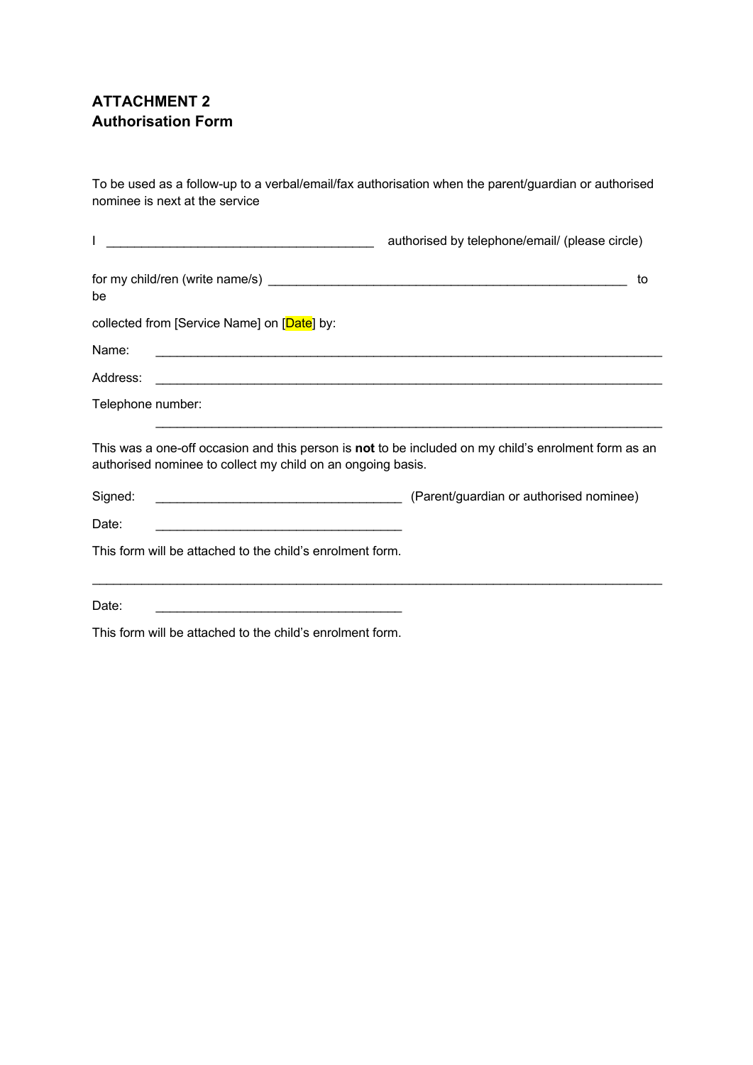## ATTACHMENT 2
## Authorisation Form

To be used as a follow-up to a verbal/email/fax authorisation when the parent/guardian or authorised nominee is next at the service

I ______________________________________ authorised by telephone/email/ (please circle)

for my child/ren (write name/s) ___________________________________________________ to be

collected from [Service Name] on [Date] by:

Name: ________________________________________________________________________

Address: ________________________________________________________________________

Telephone number: ________________________________________________________________________

This was a one-off occasion and this person is **not** to be included on my child's enrolment form as an authorised nominee to collect my child on an ongoing basis.

Signed: ___________________________________ (Parent/guardian or authorised nominee)

Date: ___________________________________

This form will be attached to the child's enrolment form.

---

Date: ___________________________________

This form will be attached to the child's enrolment form.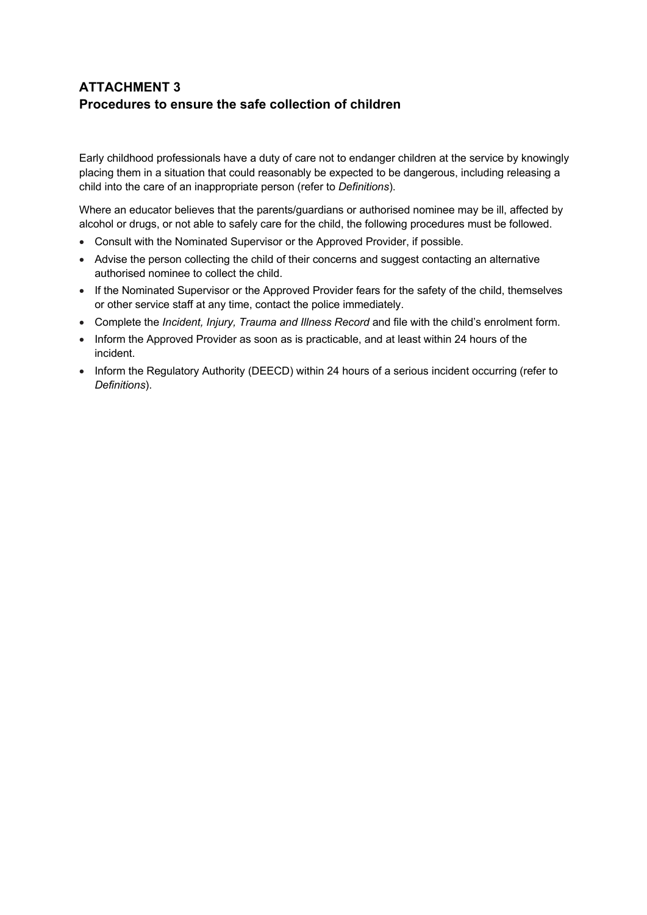## ATTACHMENT 3
## Procedures to ensure the safe collection of children

Early childhood professionals have a duty of care not to endanger children at the service by knowingly placing them in a situation that could reasonably be expected to be dangerous, including releasing a child into the care of an inappropriate person (refer to *Definitions*).

Where an educator believes that the parents/guardians or authorised nominee may be ill, affected by alcohol or drugs, or not able to safely care for the child, the following procedures must be followed.

- Consult with the Nominated Supervisor or the Approved Provider, if possible.
- Advise the person collecting the child of their concerns and suggest contacting an alternative authorised nominee to collect the child.
- If the Nominated Supervisor or the Approved Provider fears for the safety of the child, themselves or other service staff at any time, contact the police immediately.
- Complete the *Incident, Injury, Trauma and Illness Record* and file with the child's enrolment form.
- Inform the Approved Provider as soon as is practicable, and at least within 24 hours of the incident.
- Inform the Regulatory Authority (DEECD) within 24 hours of a serious incident occurring (refer to *Definitions*).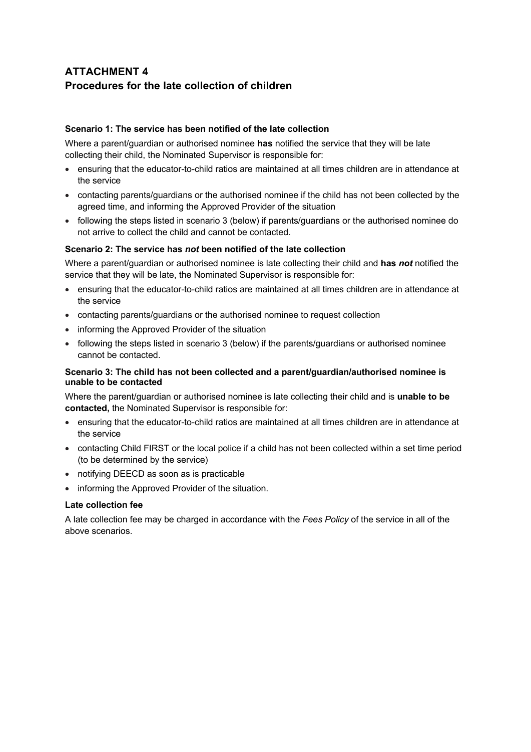# ATTACHMENT 4
# Procedures for the late collection of children

**Scenario 1: The service has been notified of the late collection**

Where a parent/guardian or authorised nominee **has** notified the service that they will be late collecting their child, the Nominated Supervisor is responsible for:

- ensuring that the educator-to-child ratios are maintained at all times children are in attendance at the service
- contacting parents/guardians or the authorised nominee if the child has not been collected by the agreed time, and informing the Approved Provider of the situation
- following the steps listed in scenario 3 (below) if parents/guardians or the authorised nominee do not arrive to collect the child and cannot be contacted.

**Scenario 2: The service has *not* been notified of the late collection**

Where a parent/guardian or authorised nominee is late collecting their child and **has *not*** notified the service that they will be late, the Nominated Supervisor is responsible for:

- ensuring that the educator-to-child ratios are maintained at all times children are in attendance at the service
- contacting parents/guardians or the authorised nominee to request collection
- informing the Approved Provider of the situation
- following the steps listed in scenario 3 (below) if the parents/guardians or authorised nominee cannot be contacted.

**Scenario 3: The child has not been collected and a parent/guardian/authorised nominee is unable to be contacted**

Where the parent/guardian or authorised nominee is late collecting their child and is **unable to be contacted,** the Nominated Supervisor is responsible for:

- ensuring that the educator-to-child ratios are maintained at all times children are in attendance at the service
- contacting Child FIRST or the local police if a child has not been collected within a set time period (to be determined by the service)
- notifying DEECD as soon as is practicable
- informing the Approved Provider of the situation.

**Late collection fee**

A late collection fee may be charged in accordance with the *Fees Policy* of the service in all of the above scenarios.